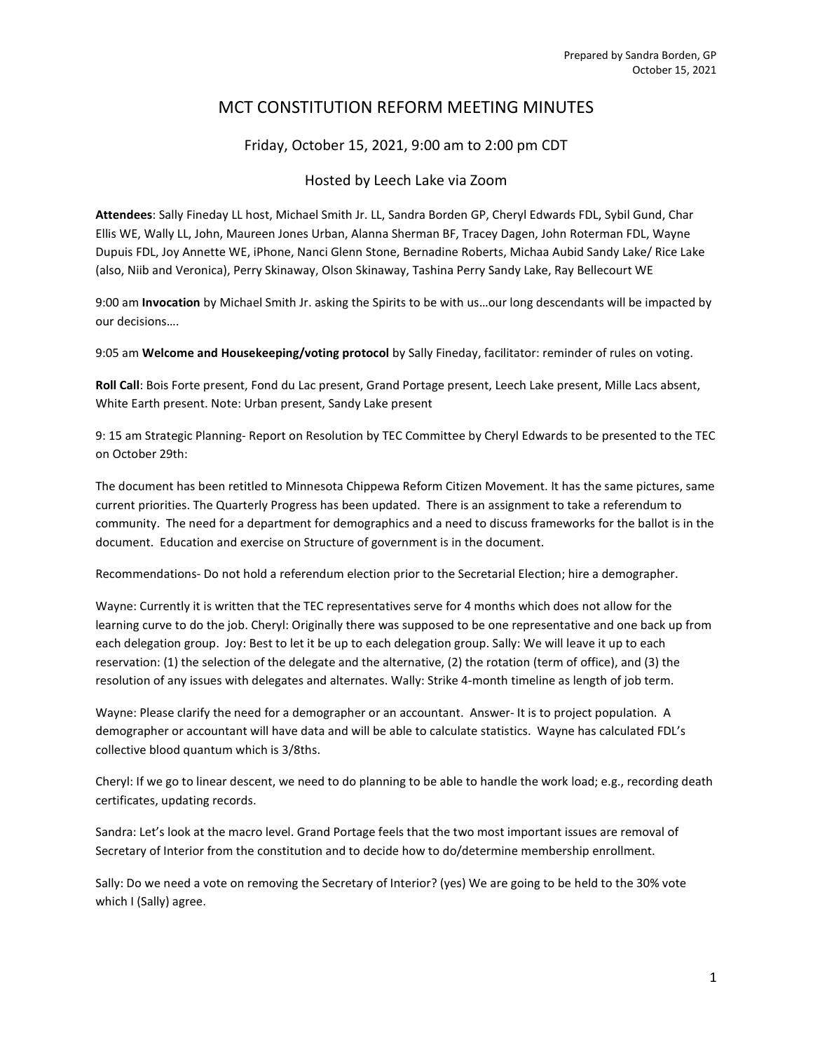Prepared by Sandra Borden, GP
October 15, 2021

# MCT CONSTITUTION REFORM MEETING MINUTES

Friday, October 15, 2021, 9:00 am to 2:00 pm CDT

Hosted by Leech Lake via Zoom

**Attendees**: Sally Fineday LL host, Michael Smith Jr. LL, Sandra Borden GP, Cheryl Edwards FDL, Sybil Gund, Char Ellis WE, Wally LL, John, Maureen Jones Urban, Alanna Sherman BF, Tracey Dagen, John Roterman FDL, Wayne Dupuis FDL, Joy Annette WE, iPhone, Nanci Glenn Stone, Bernadine Roberts, Michaa Aubid Sandy Lake/ Rice Lake (also, Niib and Veronica), Perry Skinaway, Olson Skinaway, Tashina Perry Sandy Lake, Ray Bellecourt WE

9:00 am **Invocation** by Michael Smith Jr. asking the Spirits to be with us…our long descendants will be impacted by our decisions….

9:05 am **Welcome and Housekeeping/voting protocol** by Sally Fineday, facilitator: reminder of rules on voting.

**Roll Call**: Bois Forte present, Fond du Lac present, Grand Portage present, Leech Lake present, Mille Lacs absent, White Earth present. Note: Urban present, Sandy Lake present

9: 15 am Strategic Planning- Report on Resolution by TEC Committee by Cheryl Edwards to be presented to the TEC on October 29th:

The document has been retitled to Minnesota Chippewa Reform Citizen Movement. It has the same pictures, same current priorities. The Quarterly Progress has been updated. There is an assignment to take a referendum to community. The need for a department for demographics and a need to discuss frameworks for the ballot is in the document. Education and exercise on Structure of government is in the document.

Recommendations- Do not hold a referendum election prior to the Secretarial Election; hire a demographer.

Wayne: Currently it is written that the TEC representatives serve for 4 months which does not allow for the learning curve to do the job. Cheryl: Originally there was supposed to be one representative and one back up from each delegation group. Joy: Best to let it be up to each delegation group. Sally: We will leave it up to each reservation: (1) the selection of the delegate and the alternative, (2) the rotation (term of office), and (3) the resolution of any issues with delegates and alternates. Wally: Strike 4-month timeline as length of job term.

Wayne: Please clarify the need for a demographer or an accountant. Answer- It is to project population. A demographer or accountant will have data and will be able to calculate statistics. Wayne has calculated FDL's collective blood quantum which is 3/8ths.

Cheryl: If we go to linear descent, we need to do planning to be able to handle the work load; e.g., recording death certificates, updating records.

Sandra: Let's look at the macro level. Grand Portage feels that the two most important issues are removal of Secretary of Interior from the constitution and to decide how to do/determine membership enrollment.

Sally: Do we need a vote on removing the Secretary of Interior? (yes) We are going to be held to the 30% vote which I (Sally) agree.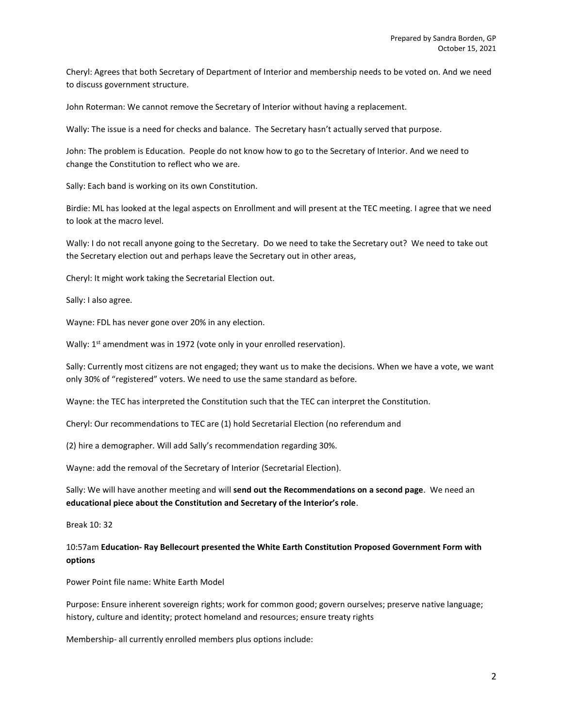Cheryl: Agrees that both Secretary of Department of Interior and membership needs to be voted on. And we need to discuss government structure.

John Roterman: We cannot remove the Secretary of Interior without having a replacement.

Wally: The issue is a need for checks and balance. The Secretary hasn't actually served that purpose.

John: The problem is Education. People do not know how to go to the Secretary of Interior. And we need to change the Constitution to reflect who we are.

Sally: Each band is working on its own Constitution.

Birdie: ML has looked at the legal aspects on Enrollment and will present at the TEC meeting. I agree that we need to look at the macro level.

Wally: I do not recall anyone going to the Secretary. Do we need to take the Secretary out? We need to take out the Secretary election out and perhaps leave the Secretary out in other areas,

Cheryl: It might work taking the Secretarial Election out.

Sally: I also agree.

Wayne: FDL has never gone over 20% in any election.

Wally: 1st amendment was in 1972 (vote only in your enrolled reservation).

Sally: Currently most citizens are not engaged; they want us to make the decisions. When we have a vote, we want only 30% of "registered" voters. We need to use the same standard as before.

Wayne: the TEC has interpreted the Constitution such that the TEC can interpret the Constitution.

Cheryl: Our recommendations to TEC are (1) hold Secretarial Election (no referendum and

(2) hire a demographer. Will add Sally's recommendation regarding 30%.

Wayne: add the removal of the Secretary of Interior (Secretarial Election).

Sally: We will have another meeting and will **send out the Recommendations on a second page**. We need an **educational piece about the Constitution and Secretary of the Interior's role**.

Break 10: 32

10:57am **Education- Ray Bellecourt presented the White Earth Constitution Proposed Government Form with options**

Power Point file name: White Earth Model

Purpose: Ensure inherent sovereign rights; work for common good; govern ourselves; preserve native language; history, culture and identity; protect homeland and resources; ensure treaty rights

Membership- all currently enrolled members plus options include: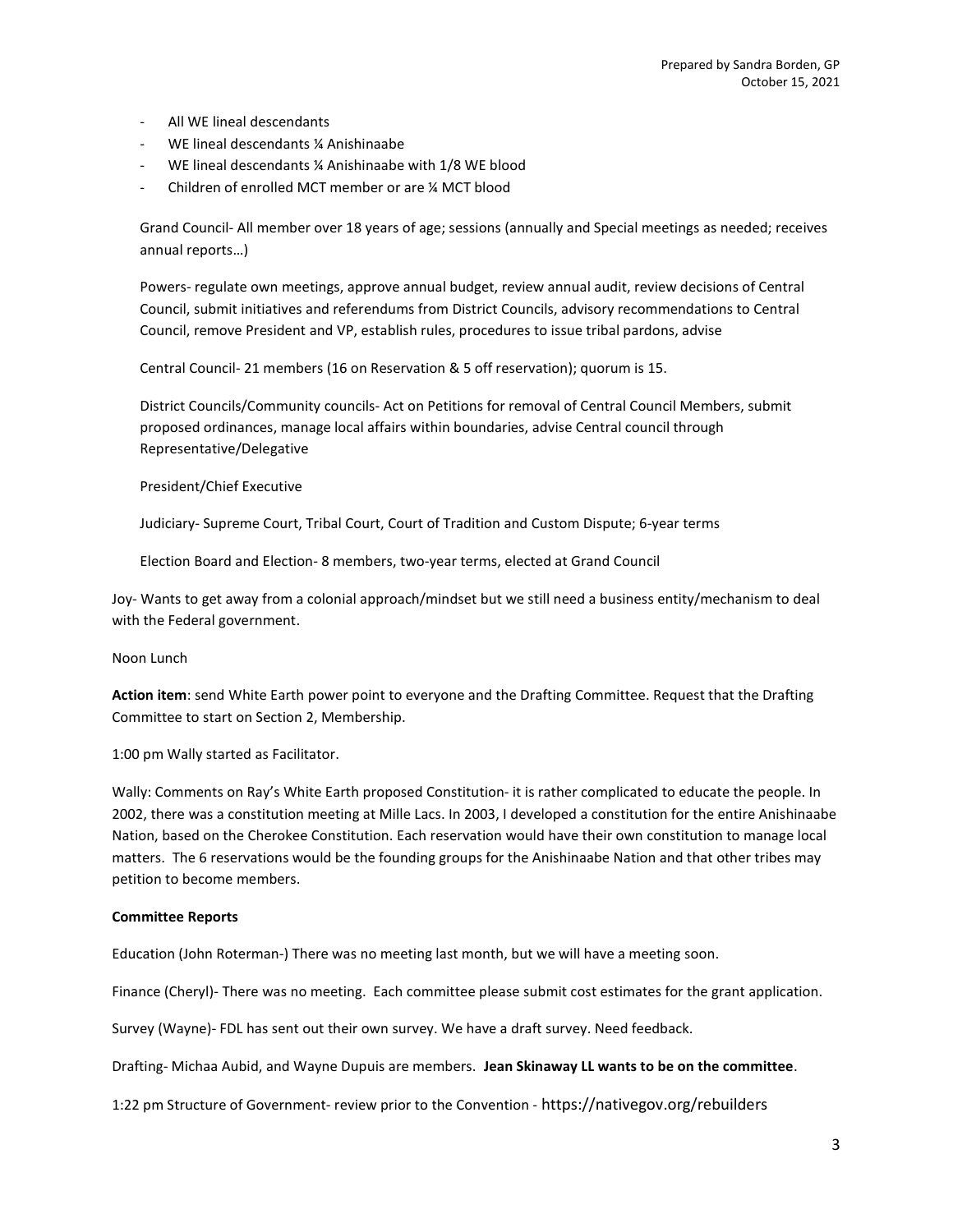- All WE lineal descendants
- WE lineal descendants ¼ Anishinaabe
- WE lineal descendants ¼ Anishinaabe with 1/8 WE blood
- Children of enrolled MCT member or are ¼ MCT blood

Grand Council- All member over 18 years of age; sessions (annually and Special meetings as needed; receives annual reports…)

Powers- regulate own meetings, approve annual budget, review annual audit, review decisions of Central Council, submit initiatives and referendums from District Councils, advisory recommendations to Central Council, remove President and VP, establish rules, procedures to issue tribal pardons, advise

Central Council- 21 members (16 on Reservation & 5 off reservation); quorum is 15.

District Councils/Community councils- Act on Petitions for removal of Central Council Members, submit proposed ordinances, manage local affairs within boundaries, advise Central council through Representative/Delegative

President/Chief Executive

Judiciary- Supreme Court, Tribal Court, Court of Tradition and Custom Dispute; 6-year terms

Election Board and Election- 8 members, two-year terms, elected at Grand Council

Joy- Wants to get away from a colonial approach/mindset but we still need a business entity/mechanism to deal with the Federal government.

Noon Lunch

**Action item**: send White Earth power point to everyone and the Drafting Committee. Request that the Drafting Committee to start on Section 2, Membership.

1:00 pm Wally started as Facilitator.

Wally: Comments on Ray's White Earth proposed Constitution- it is rather complicated to educate the people. In 2002, there was a constitution meeting at Mille Lacs. In 2003, I developed a constitution for the entire Anishinaabe Nation, based on the Cherokee Constitution. Each reservation would have their own constitution to manage local matters. The 6 reservations would be the founding groups for the Anishinaabe Nation and that other tribes may petition to become members.

**Committee Reports**

Education (John Roterman-) There was no meeting last month, but we will have a meeting soon.

Finance (Cheryl)- There was no meeting. Each committee please submit cost estimates for the grant application.

Survey (Wayne)- FDL has sent out their own survey. We have a draft survey. Need feedback.

Drafting- Michaa Aubid, and Wayne Dupuis are members. **Jean Skinaway LL wants to be on the committee**.

1:22 pm Structure of Government- review prior to the Convention - https://nativegov.org/rebuilders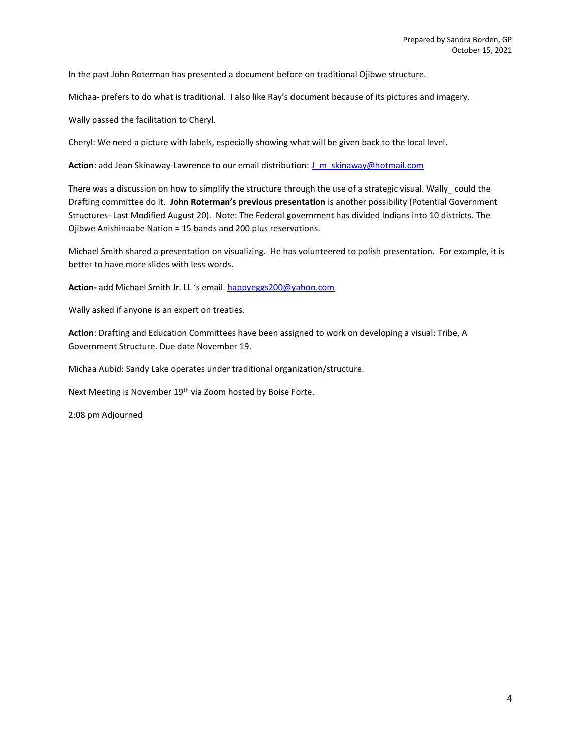In the past John Roterman has presented a document before on traditional Ojibwe structure.

Michaa- prefers to do what is traditional. I also like Ray's document because of its pictures and imagery.

Wally passed the facilitation to Cheryl.

Cheryl: We need a picture with labels, especially showing what will be given back to the local level.

**Action**: add Jean Skinaway-Lawrence to our email distribution: J_m_skinaway@hotmail.com

There was a discussion on how to simplify the structure through the use of a strategic visual. Wally_ could the Drafting committee do it. **John Roterman's previous presentation** is another possibility (Potential Government Structures- Last Modified August 20). Note: The Federal government has divided Indians into 10 districts. The Ojibwe Anishinaabe Nation = 15 bands and 200 plus reservations.

Michael Smith shared a presentation on visualizing. He has volunteered to polish presentation. For example, it is better to have more slides with less words.

**Action-** add Michael Smith Jr. LL 's email happyeggs200@yahoo.com

Wally asked if anyone is an expert on treaties.

**Action**: Drafting and Education Committees have been assigned to work on developing a visual: Tribe, A Government Structure. Due date November 19.

Michaa Aubid: Sandy Lake operates under traditional organization/structure.

Next Meeting is November 19th via Zoom hosted by Boise Forte.

2:08 pm Adjourned